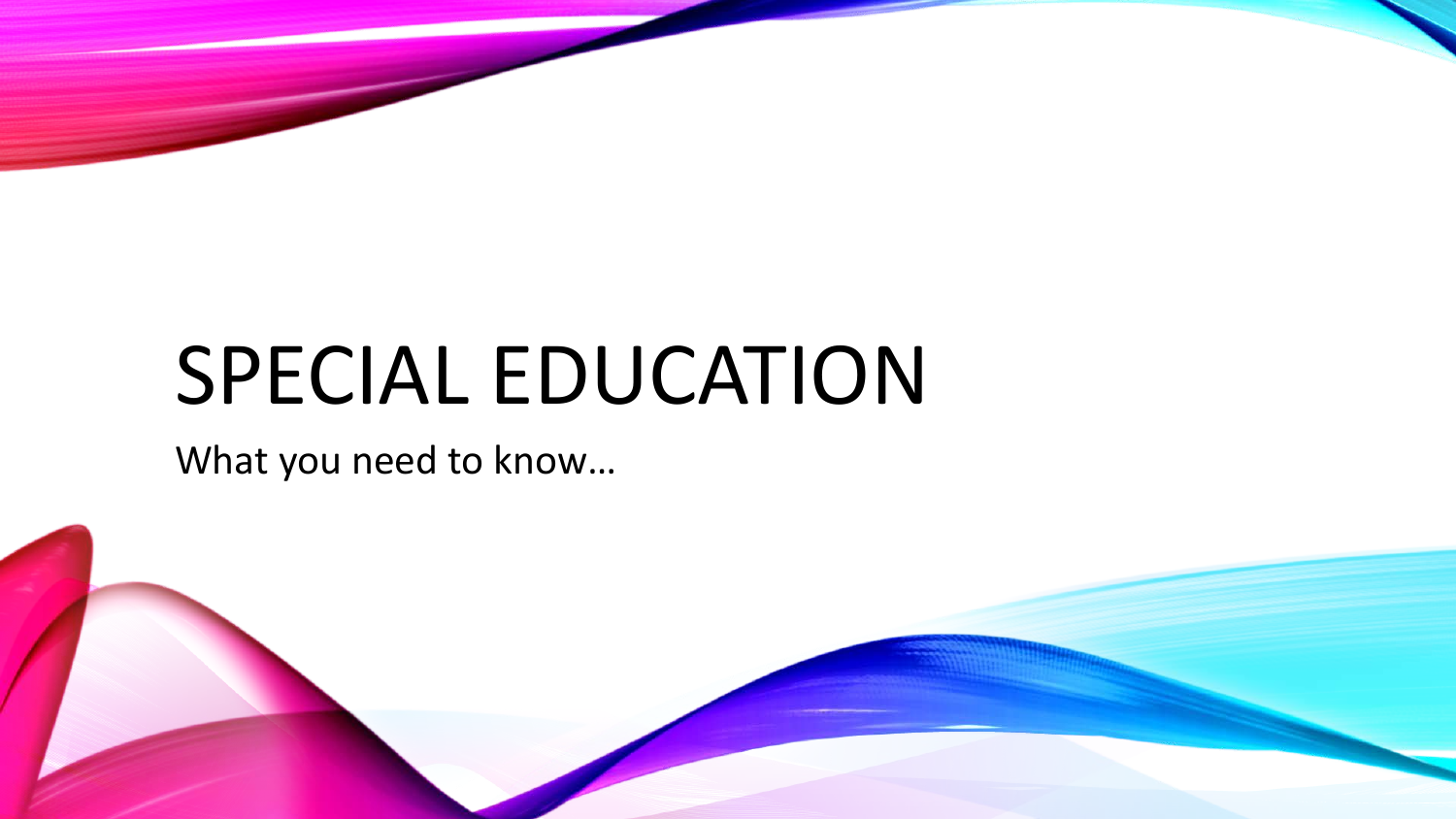# SPECIAL EDUCATION

What you need to know…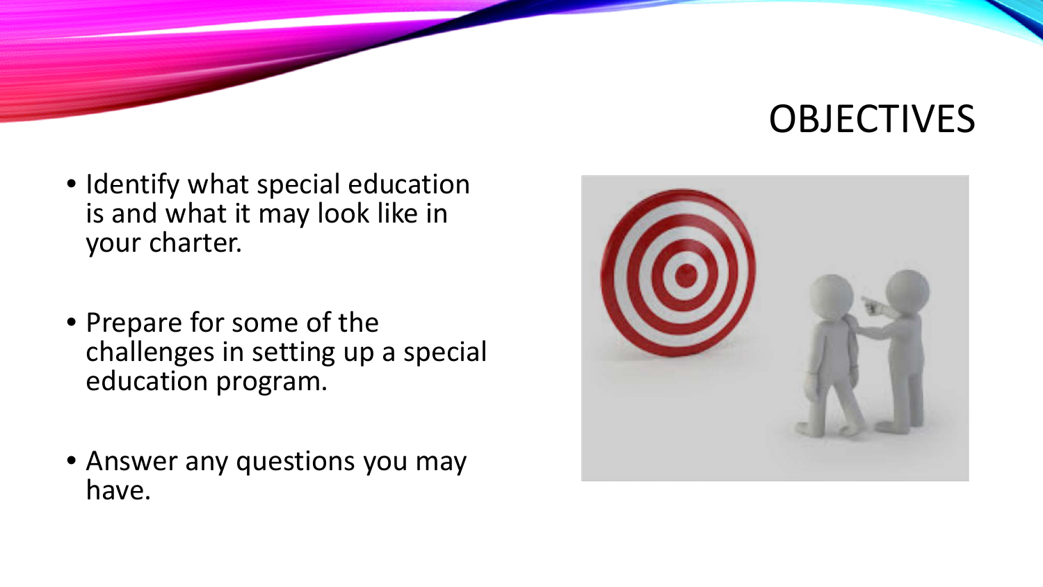# OBJECTIVES

- Identify what special education is and what it may look like in your charter.
- Prepare for some of the challenges in setting up a special education program.
- Answer any questions you may have.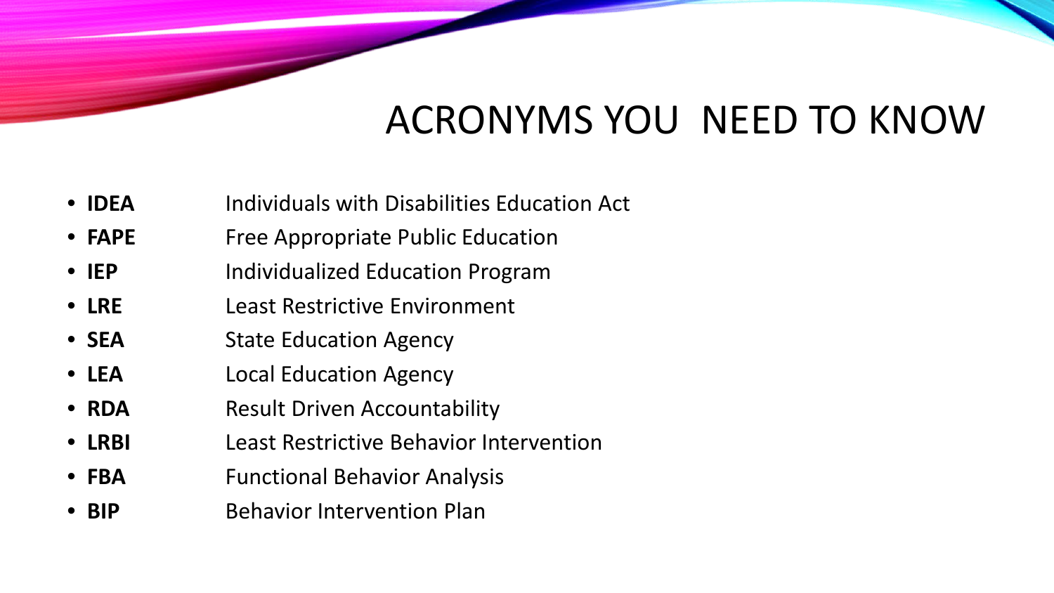# ACRONYMS YOU NEED TO KNOW

- **IDEA** Individuals with Disabilities Education Act
- **FAPE** Free Appropriate Public Education
- **IEP** Individualized Education Program
- **LRE** Least Restrictive Environment
- **SEA** State Education Agency
- **LEA** Local Education Agency
- **RDA** Result Driven Accountability
- **LRBI** Least Restrictive Behavior Intervention
- **FBA** Functional Behavior Analysis
- **BIP** Behavior Intervention Plan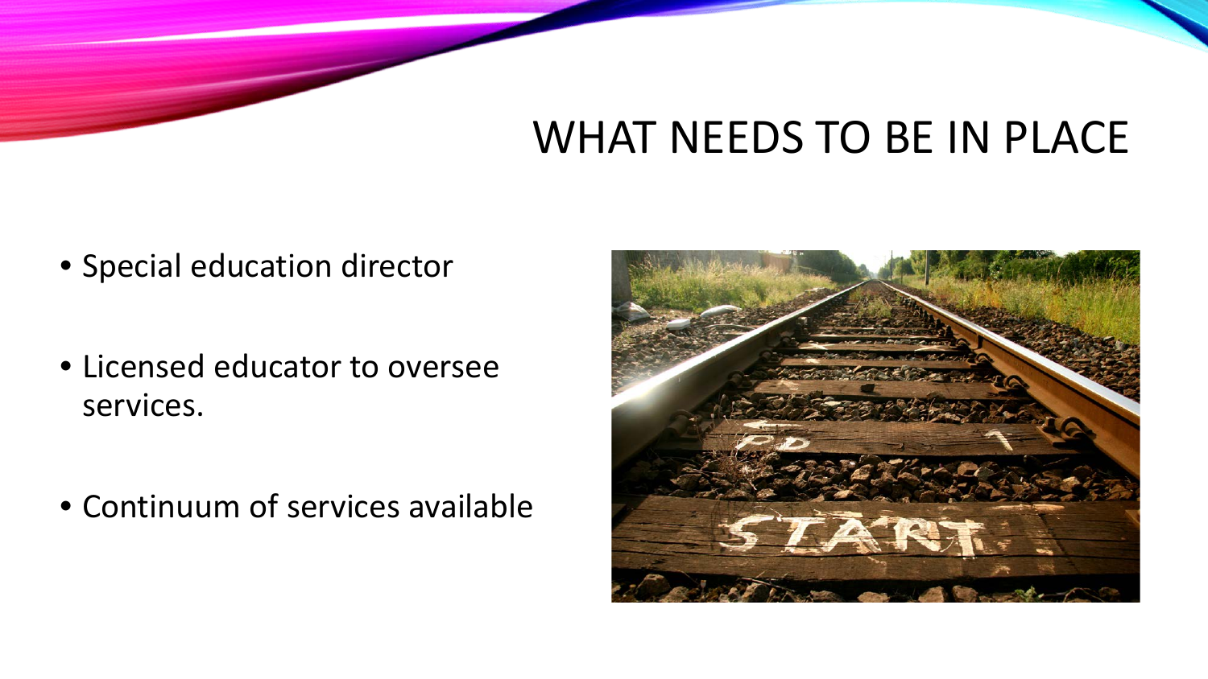# WHAT NEEDS TO BE IN PLACE

- Special education director
- Licensed educator to oversee services.
- Continuum of services available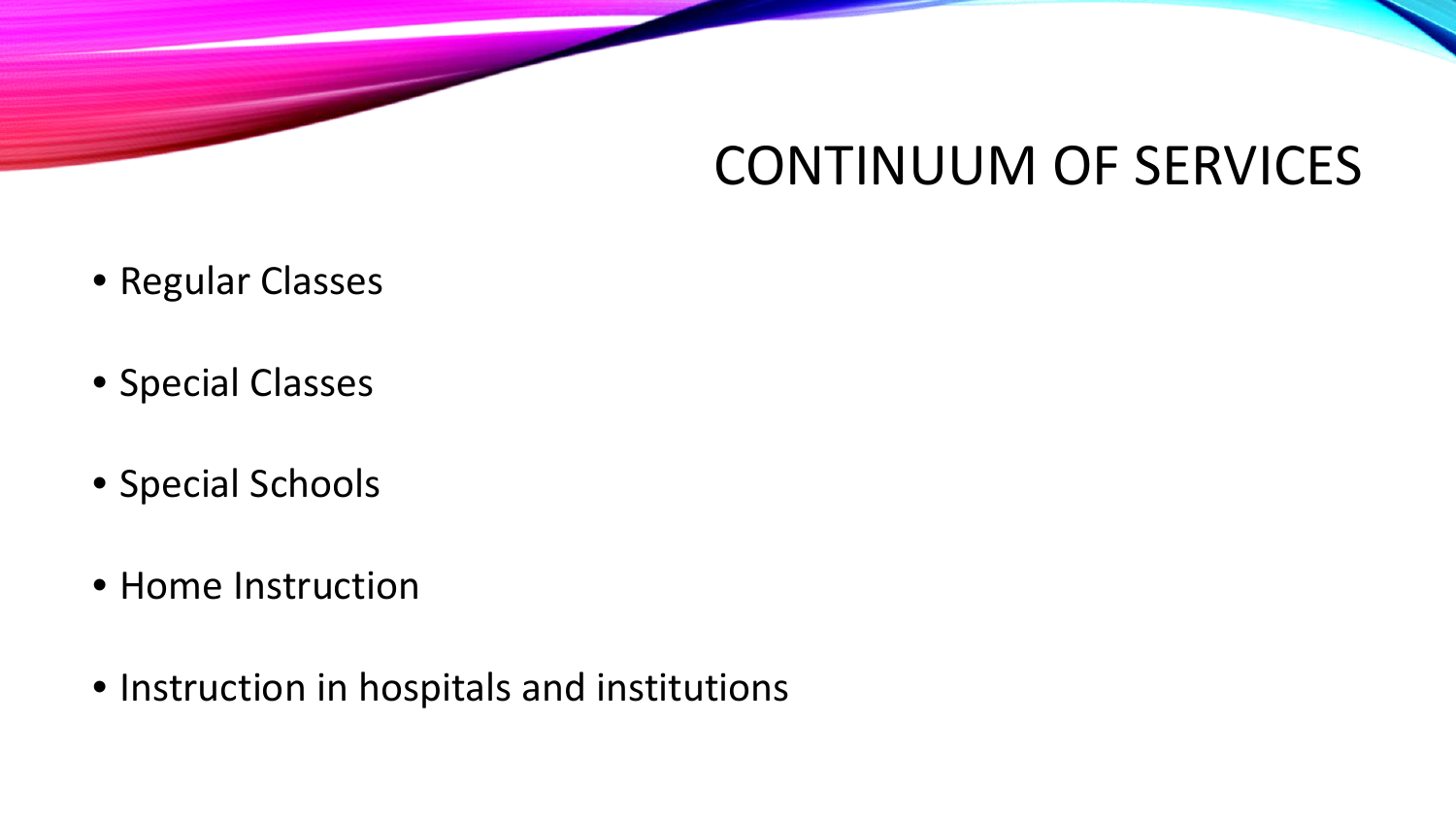# CONTINUUM OF SERVICES

- Regular Classes
- Special Classes
- Special Schools
- Home Instruction
- Instruction in hospitals and institutions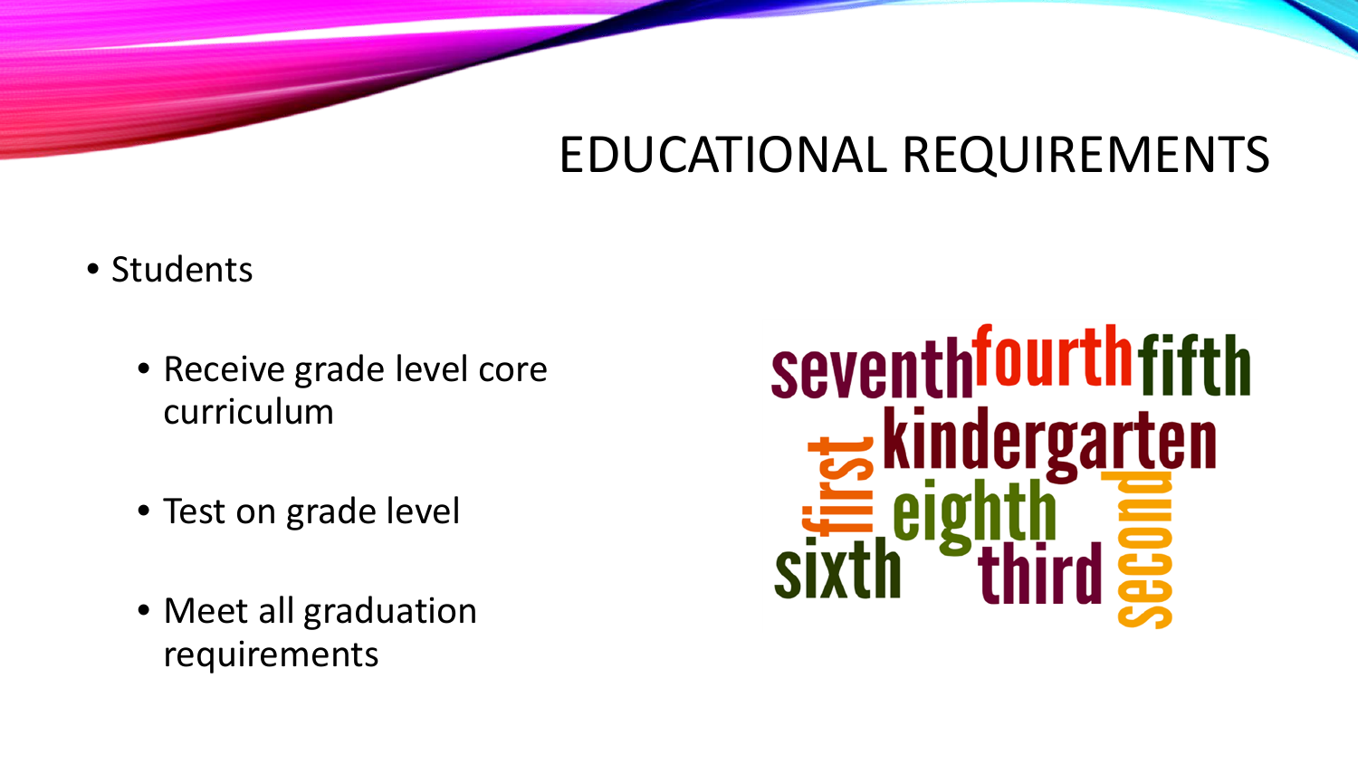# EDUCATIONAL REQUIREMENTS

- Students
  - Receive grade level core curriculum
  - Test on grade level
  - Meet all graduation requirements

seventh fourth fifth kindergarten first eighth second sixth third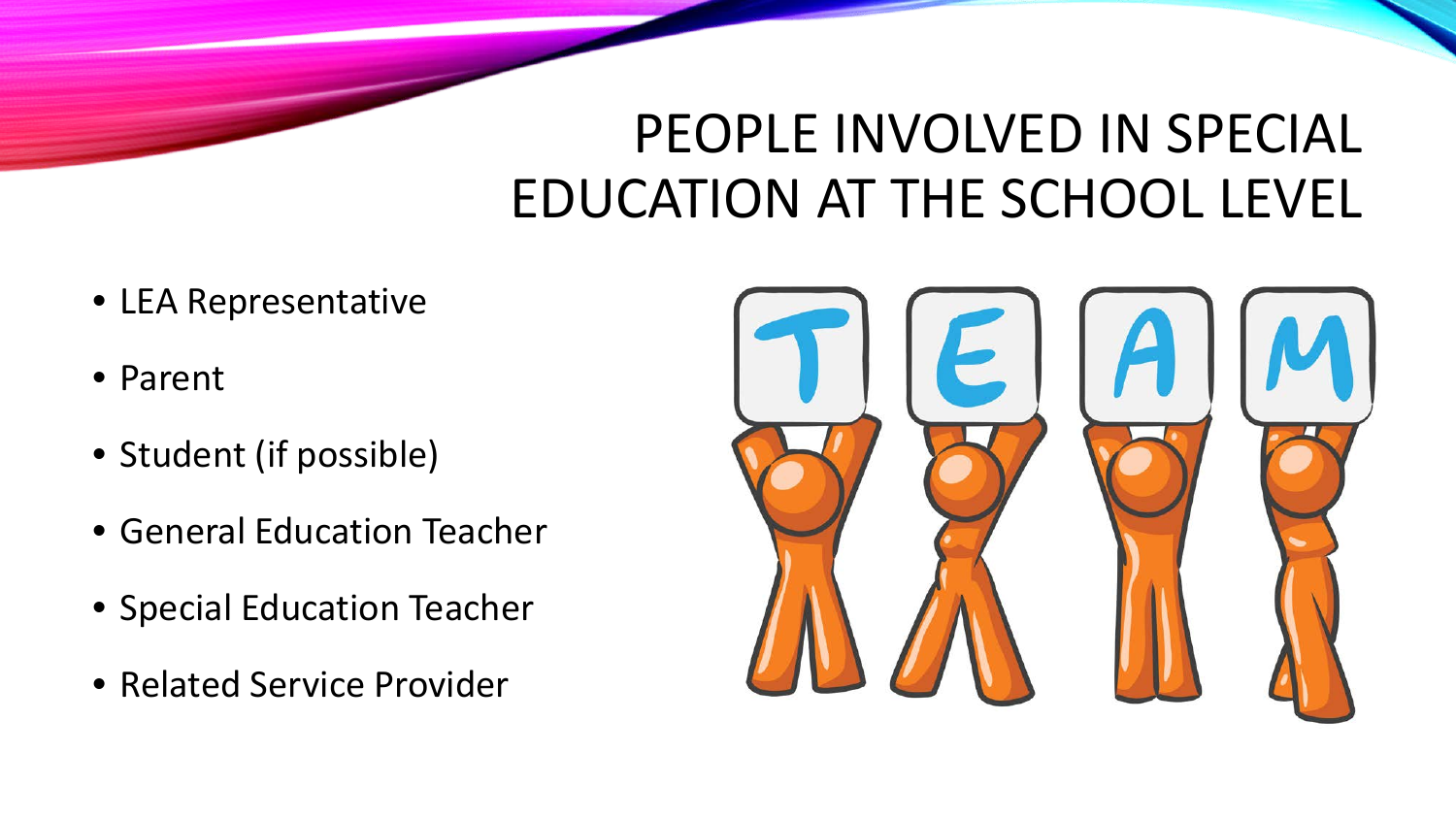# PEOPLE INVOLVED IN SPECIAL EDUCATION AT THE SCHOOL LEVEL

- LEA Representative
- Parent
- Student (if possible)
- General Education Teacher
- Special Education Teacher
- Related Service Provider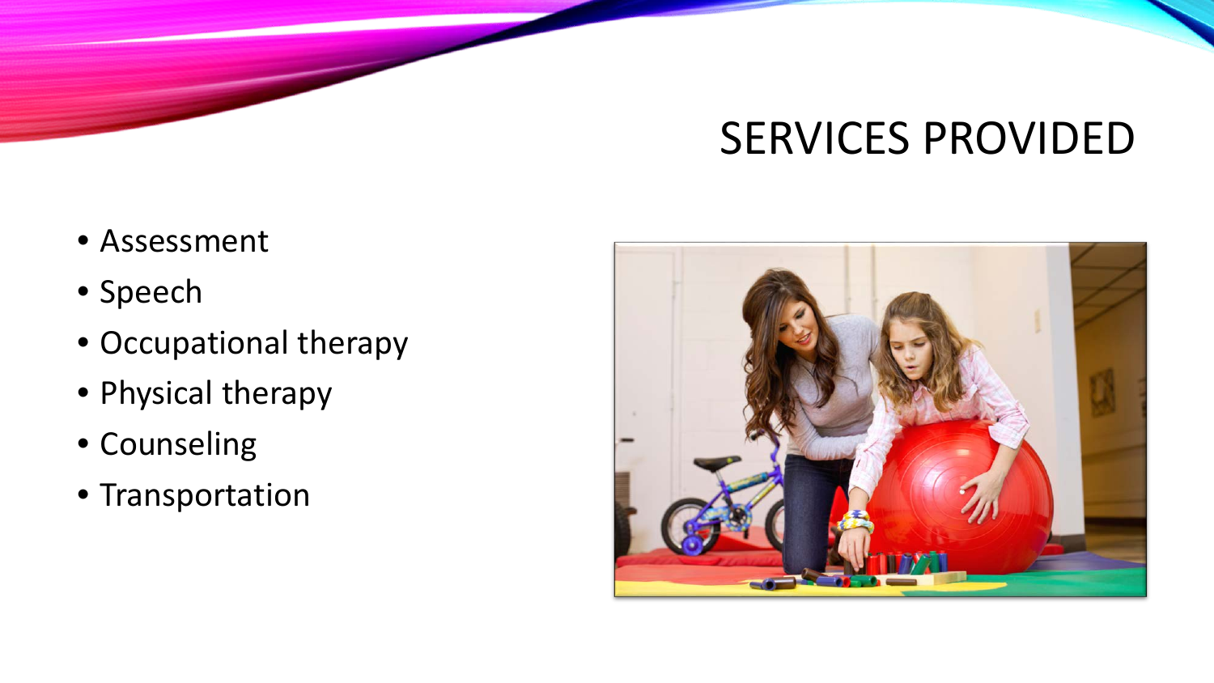# SERVICES PROVIDED

- Assessment
- Speech
- Occupational therapy
- Physical therapy
- Counseling
- Transportation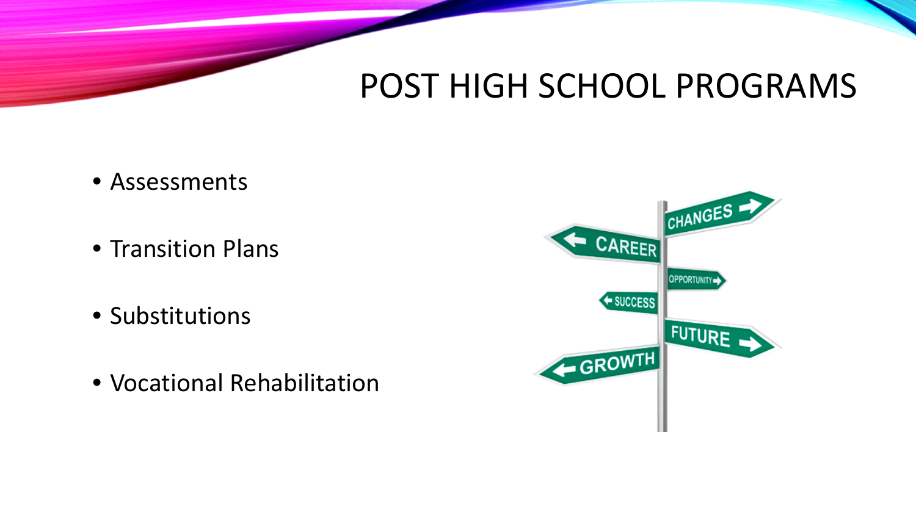# POST HIGH SCHOOL PROGRAMS

- Assessments
- Transition Plans
- Substitutions
- Vocational Rehabilitation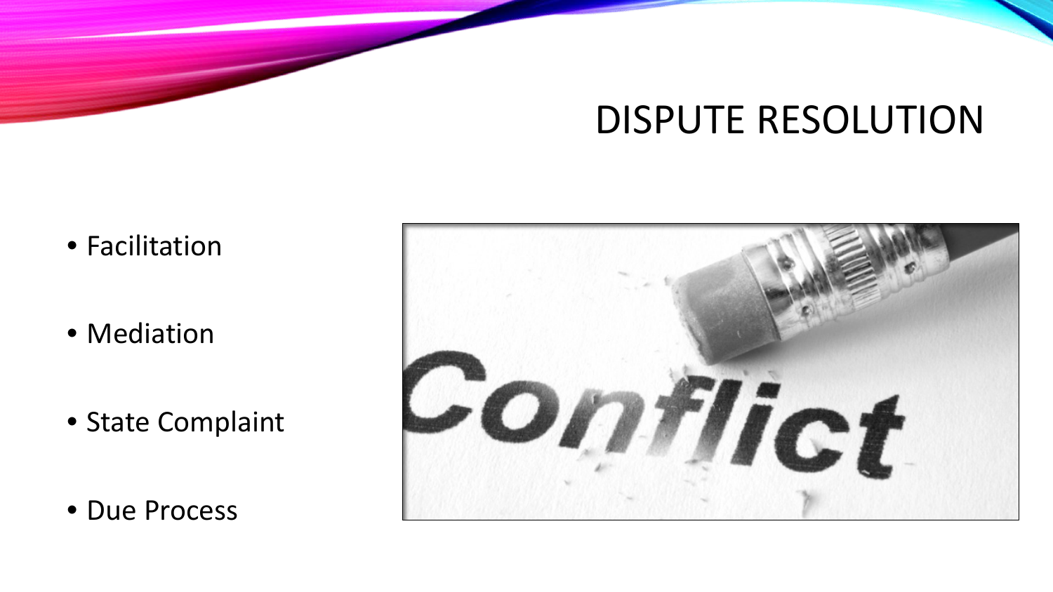# DISPUTE RESOLUTION

- Facilitation
- Mediation
- State Complaint
- Due Process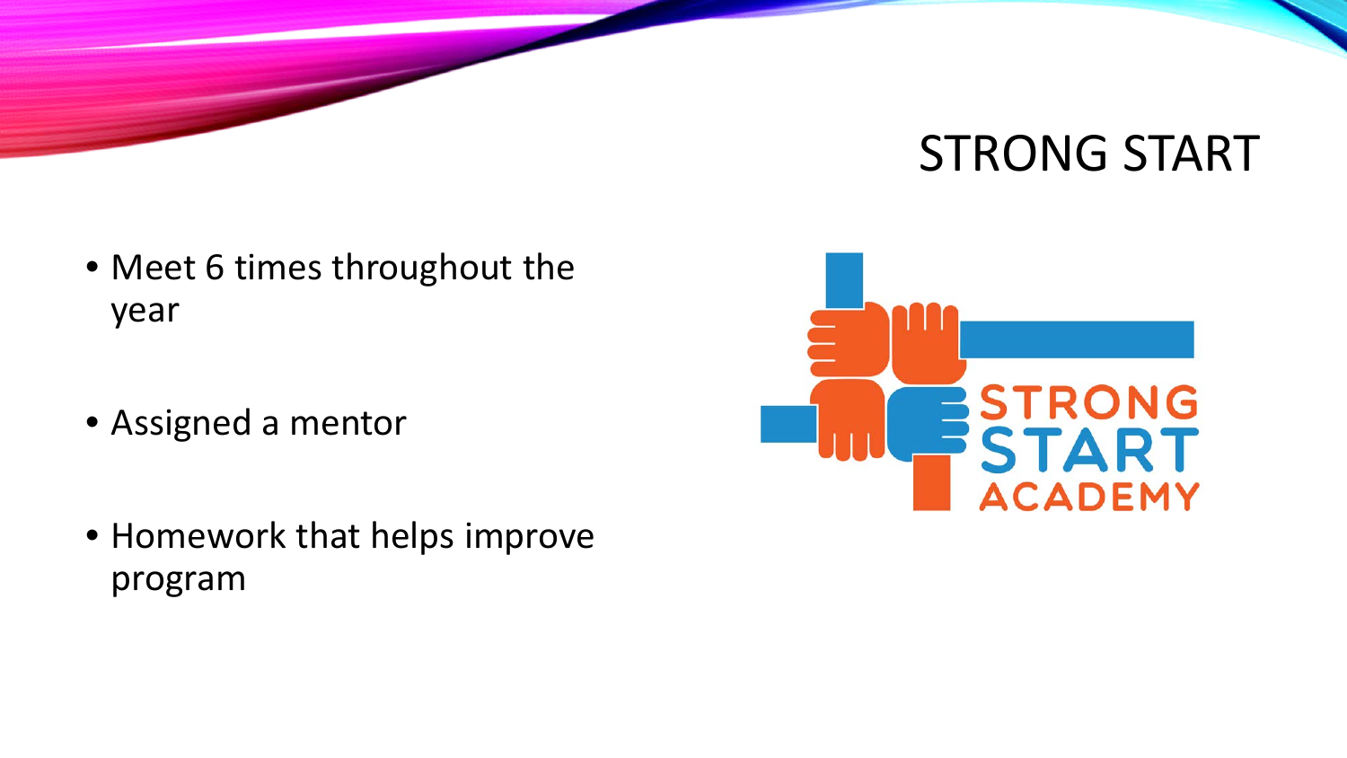# STRONG START

- Meet 6 times throughout the year
- Assigned a mentor
- Homework that helps improve program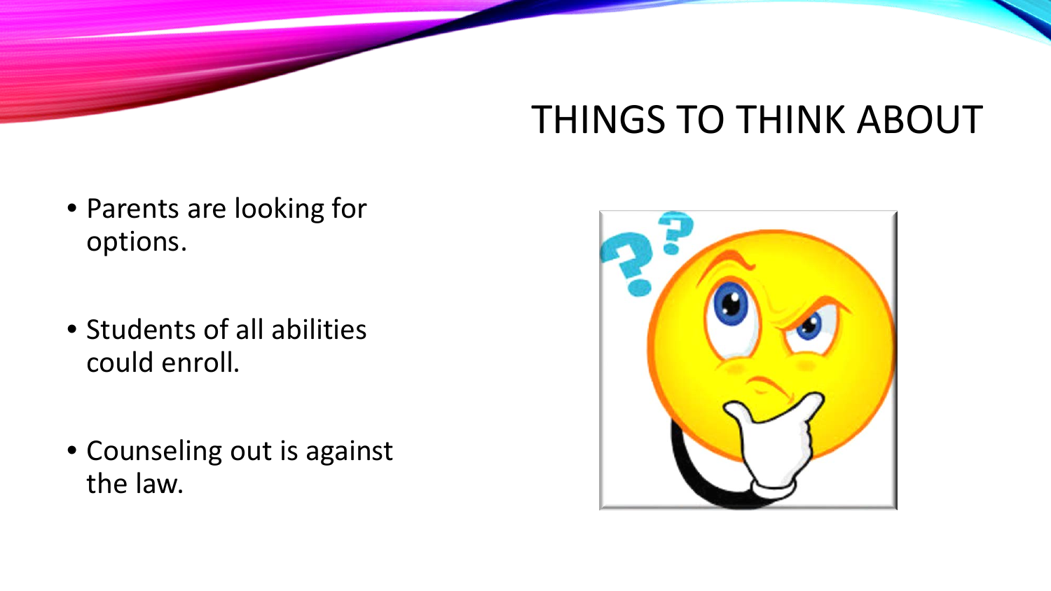# THINGS TO THINK ABOUT

- Parents are looking for options.
- Students of all abilities could enroll.
- Counseling out is against the law.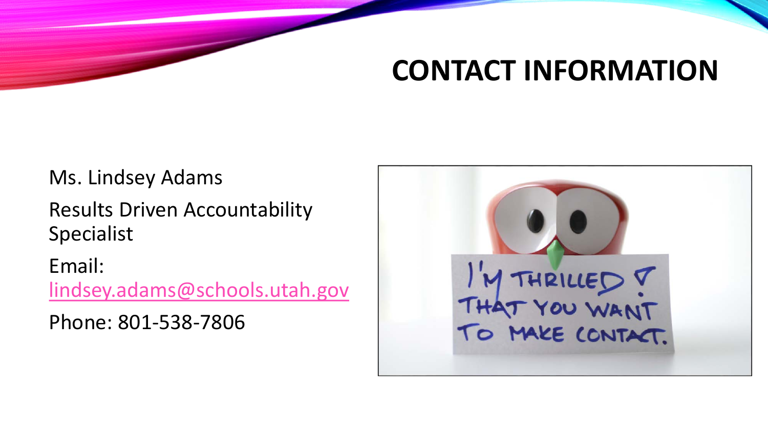# CONTACT INFORMATION

Ms. Lindsey Adams

Results Driven Accountability Specialist

Email: [lindsey.adams@schools.utah.gov](mailto:lindsey.adams@schools.utah.gov)

Phone: 801-538-7806